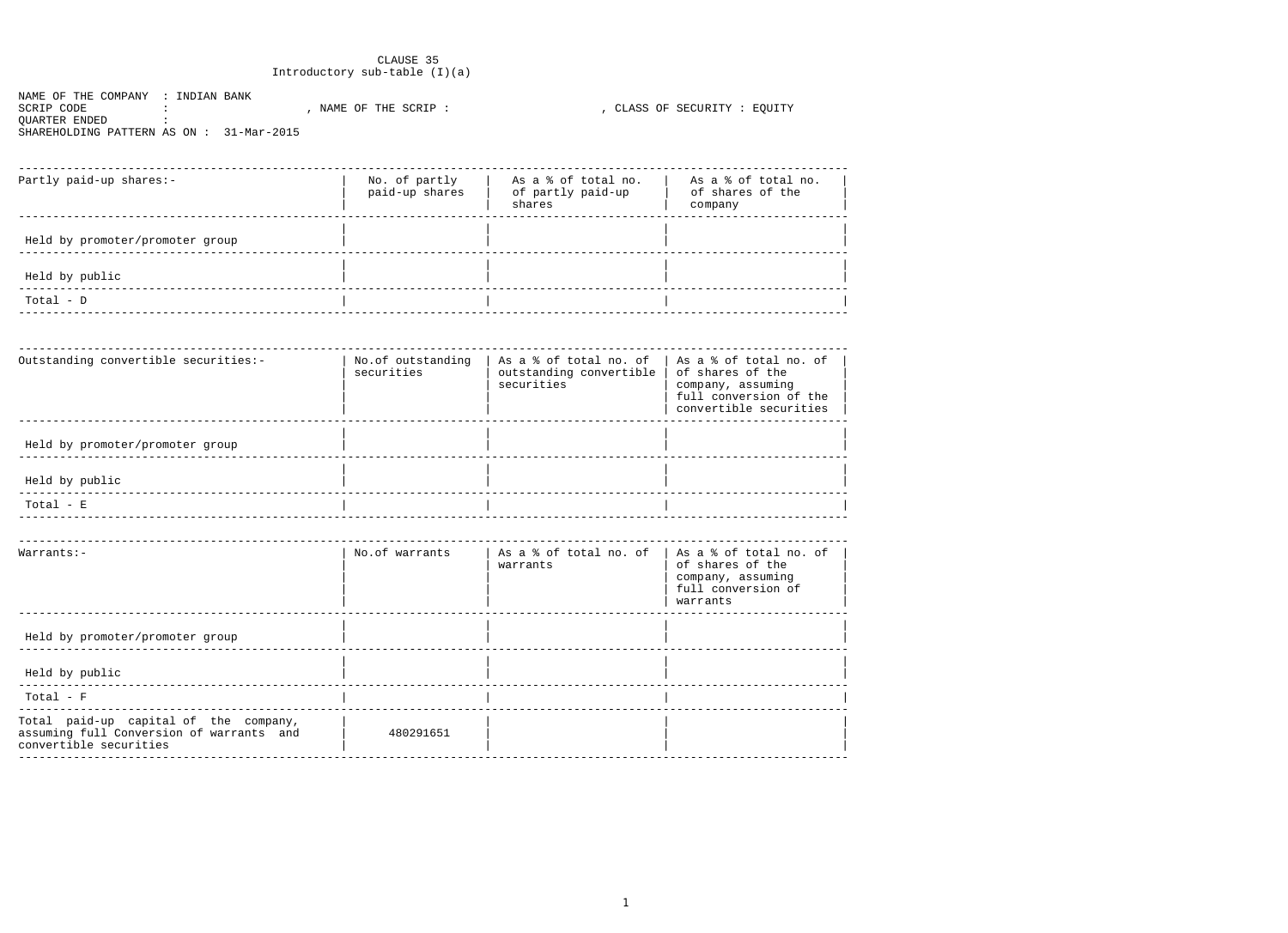CLAUSE 35
Introductory sub-table (I)(a)

NAME OF THE COMPANY : INDIAN BANK
SCRIP CODE : , NAME OF THE SCRIP : , CLASS OF SECURITY : EQUITY
QUARTER ENDED :
SHAREHOLDING PATTERN AS ON : 31-Mar-2015

| Partly paid-up shares:- | No. of partly paid-up shares | As a % of total no. of partly paid-up shares | As a % of total no. of shares of the company |
|---|---|---|---|
| Held by promoter/promoter group | | | |
| Held by public | | | |
| Total - D | | | |

| Outstanding convertible securities:- | No.of outstanding securities | As a % of total no. of outstanding convertible securities | As a % of total no. of shares of the company, assuming full conversion of the convertible securities |
|---|---|---|---|
| Held by promoter/promoter group | | | |
| Held by public | | | |
| Total - E | | | |

| Warrants:- | No.of warrants | As a % of total no. of warrants | As a % of total no. of shares of the company, assuming full conversion of warrants |
|---|---|---|---|
| Held by promoter/promoter group | | | |
| Held by public | | | |
| Total - F | | | |
| Total paid-up capital of the company, assuming full Conversion of warrants and convertible securities | 480291651 | | |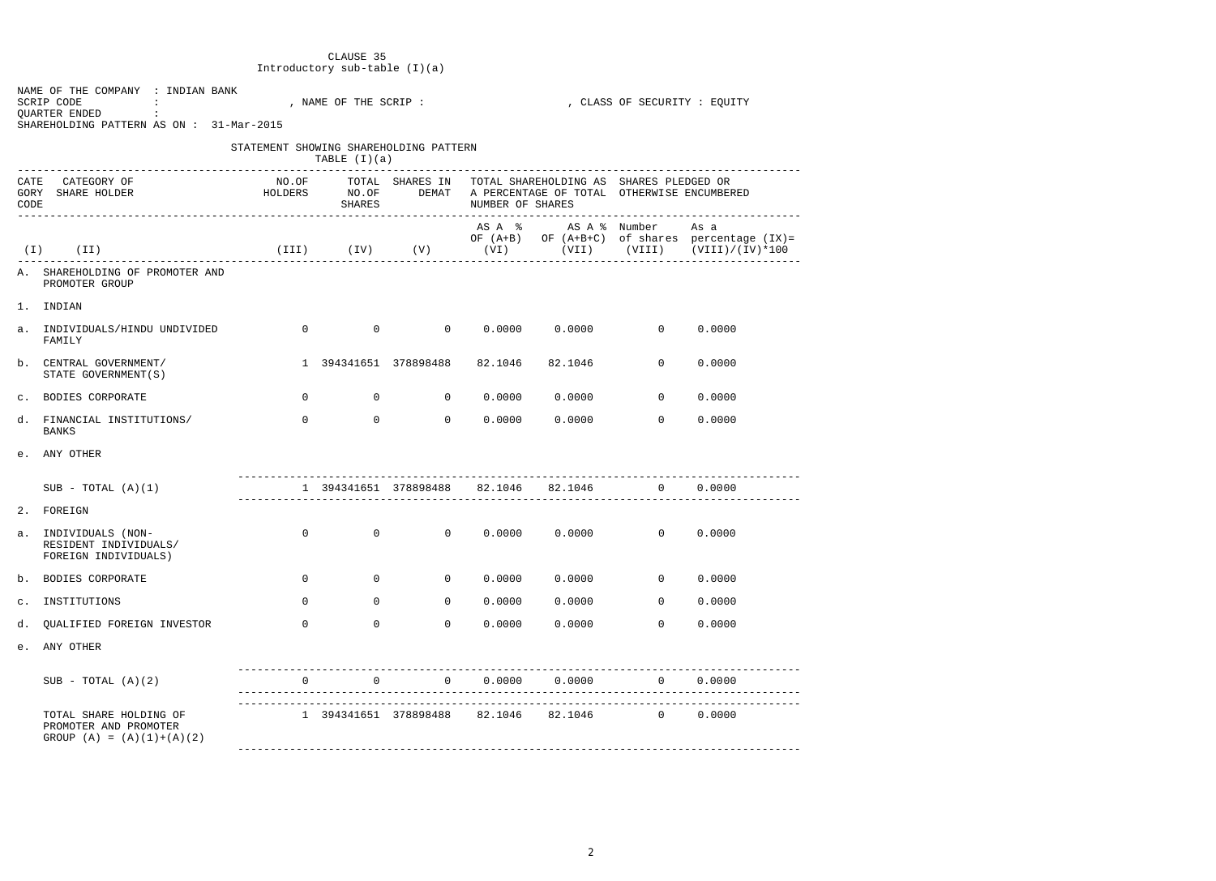CLAUSE 35
Introductory sub-table (I)(a)

NAME OF THE COMPANY : INDIAN BANK
SCRIP CODE : , NAME OF THE SCRIP : , CLASS OF SECURITY : EQUITY
QUARTER ENDED :
SHAREHOLDING PATTERN AS ON : 31-Mar-2015

STATEMENT SHOWING SHAREHOLDING PATTERN
TABLE (I)(a)

| CATEGORY CODE | CATEGORY OF SHARE HOLDER | NO.OF HOLDERS | TOTAL NO.OF SHARES | SHARES IN DEMAT | TOTAL SHAREHOLDING AS A PERCENTAGE OF TOTAL NUMBER OF SHARES | | SHARES PLEDGED OR OTHERWISE ENCUMBERED | |
|---|---|---|---|---|---|---|---|---|
| | | | | | AS A % OF (A+B) | AS A % OF (A+B+C) | Number of shares | As a percentage (IX)= (VIII)/(IV)*100 |
| (I) | (II) | (III) | (IV) | (V) | (VI) | (VII) | (VIII) | |
| A. | SHAREHOLDING OF PROMOTER AND PROMOTER GROUP | | | | | | | |
| 1. | INDIAN | | | | | | | |
| a. | INDIVIDUALS/HINDU UNDIVIDED FAMILY | 0 | 0 | 0 | 0.0000 | 0.0000 | 0 | 0.0000 |
| b. | CENTRAL GOVERNMENT/ STATE GOVERNMENT(S) | 1 | 394341651 | 378898488 | 82.1046 | 82.1046 | 0 | 0.0000 |
| c. | BODIES CORPORATE | 0 | 0 | 0 | 0.0000 | 0.0000 | 0 | 0.0000 |
| d. | FINANCIAL INSTITUTIONS/ BANKS | 0 | 0 | 0 | 0.0000 | 0.0000 | 0 | 0.0000 |
| e. | ANY OTHER | | | | | | | |
| | SUB - TOTAL (A)(1) | 1 | 394341651 | 378898488 | 82.1046 | 82.1046 | 0 | 0.0000 |
| 2. | FOREIGN | | | | | | | |
| a. | INDIVIDUALS (NON-RESIDENT INDIVIDUALS/ FOREIGN INDIVIDUALS) | 0 | 0 | 0 | 0.0000 | 0.0000 | 0 | 0.0000 |
| b. | BODIES CORPORATE | 0 | 0 | 0 | 0.0000 | 0.0000 | 0 | 0.0000 |
| c. | INSTITUTIONS | 0 | 0 | 0 | 0.0000 | 0.0000 | 0 | 0.0000 |
| d. | QUALIFIED FOREIGN INVESTOR | 0 | 0 | 0 | 0.0000 | 0.0000 | 0 | 0.0000 |
| e. | ANY OTHER | | | | | | | |
| | SUB - TOTAL (A)(2) | 0 | 0 | 0 | 0.0000 | 0.0000 | 0 | 0.0000 |
| | TOTAL SHARE HOLDING OF PROMOTER AND PROMOTER GROUP (A) = (A)(1)+(A)(2) | 1 | 394341651 | 378898488 | 82.1046 | 82.1046 | 0 | 0.0000 |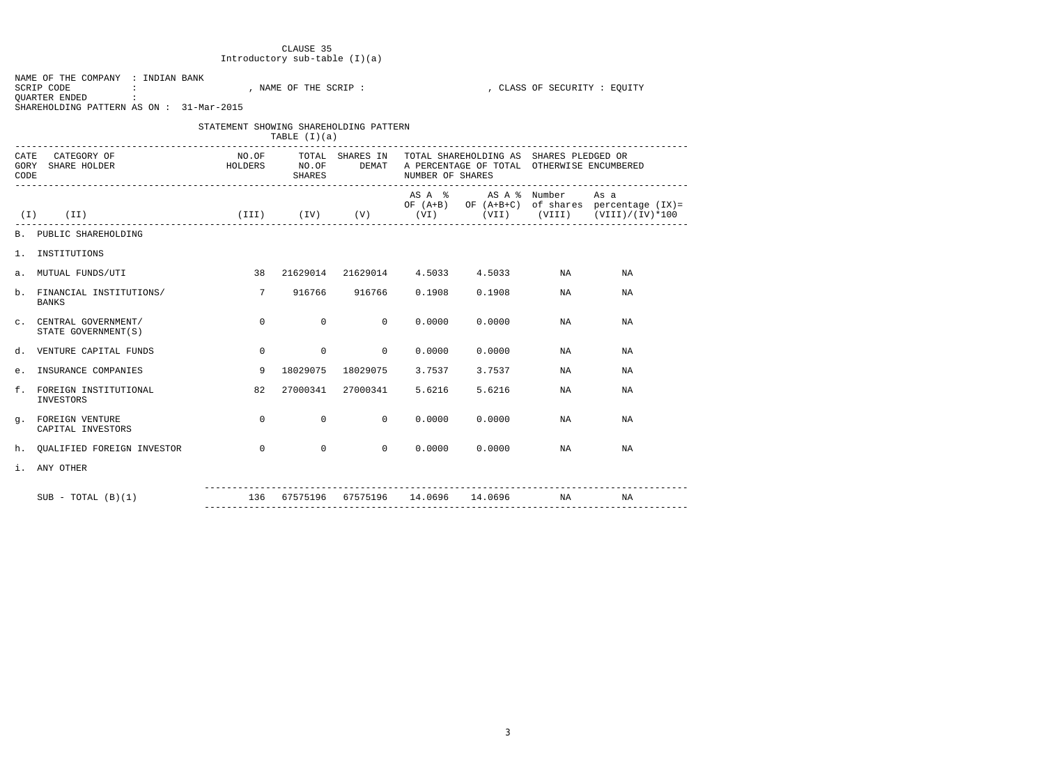CLAUSE 35
Introductory sub-table (I)(a)

NAME OF THE COMPANY : INDIAN BANK
SCRIP CODE : , NAME OF THE SCRIP : , CLASS OF SECURITY : EQUITY
QUARTER ENDED :
SHAREHOLDING PATTERN AS ON : 31-Mar-2015

STATEMENT SHOWING SHAREHOLDING PATTERN
TABLE (I)(a)

| CATEGORY CODE | CATEGORY OF SHARE HOLDER | NO.OF HOLDERS | TOTAL NO.OF SHARES | SHARES IN DEMAT | TOTAL SHAREHOLDING AS A PERCENTAGE OF TOTAL NUMBER OF SHARES | | SHARES PLEDGED OR OTHERWISE ENCUMBERED | |
|---|---|---|---|---|---|---|---|---|
| | | | | | AS A % OF (A+B) | AS A % OF (A+B+C) | Number of shares | As a percentage (IX)= (VIII)/(IV)*100 |
| (I) | (II) | (III) | (IV) | (V) | (VI) | (VII) | (VIII) | |
| B. | PUBLIC SHAREHOLDING | | | | | | | |
| 1. | INSTITUTIONS | | | | | | | |
| a. | MUTUAL FUNDS/UTI | 38 | 21629014 | 21629014 | 4.5033 | 4.5033 | NA | NA |
| b. | FINANCIAL INSTITUTIONS/ BANKS | 7 | 916766 | 916766 | 0.1908 | 0.1908 | NA | NA |
| c. | CENTRAL GOVERNMENT/ STATE GOVERNMENT(S) | 0 | 0 | 0 | 0.0000 | 0.0000 | NA | NA |
| d. | VENTURE CAPITAL FUNDS | 0 | 0 | 0 | 0.0000 | 0.0000 | NA | NA |
| e. | INSURANCE COMPANIES | 9 | 18029075 | 18029075 | 3.7537 | 3.7537 | NA | NA |
| f. | FOREIGN INSTITUTIONAL INVESTORS | 82 | 27000341 | 27000341 | 5.6216 | 5.6216 | NA | NA |
| g. | FOREIGN VENTURE CAPITAL INVESTORS | 0 | 0 | 0 | 0.0000 | 0.0000 | NA | NA |
| h. | QUALIFIED FOREIGN INVESTOR | 0 | 0 | 0 | 0.0000 | 0.0000 | NA | NA |
| i. | ANY OTHER | | | | | | | |
| | SUB - TOTAL (B)(1) | 136 | 67575196 | 67575196 | 14.0696 | 14.0696 | NA | NA |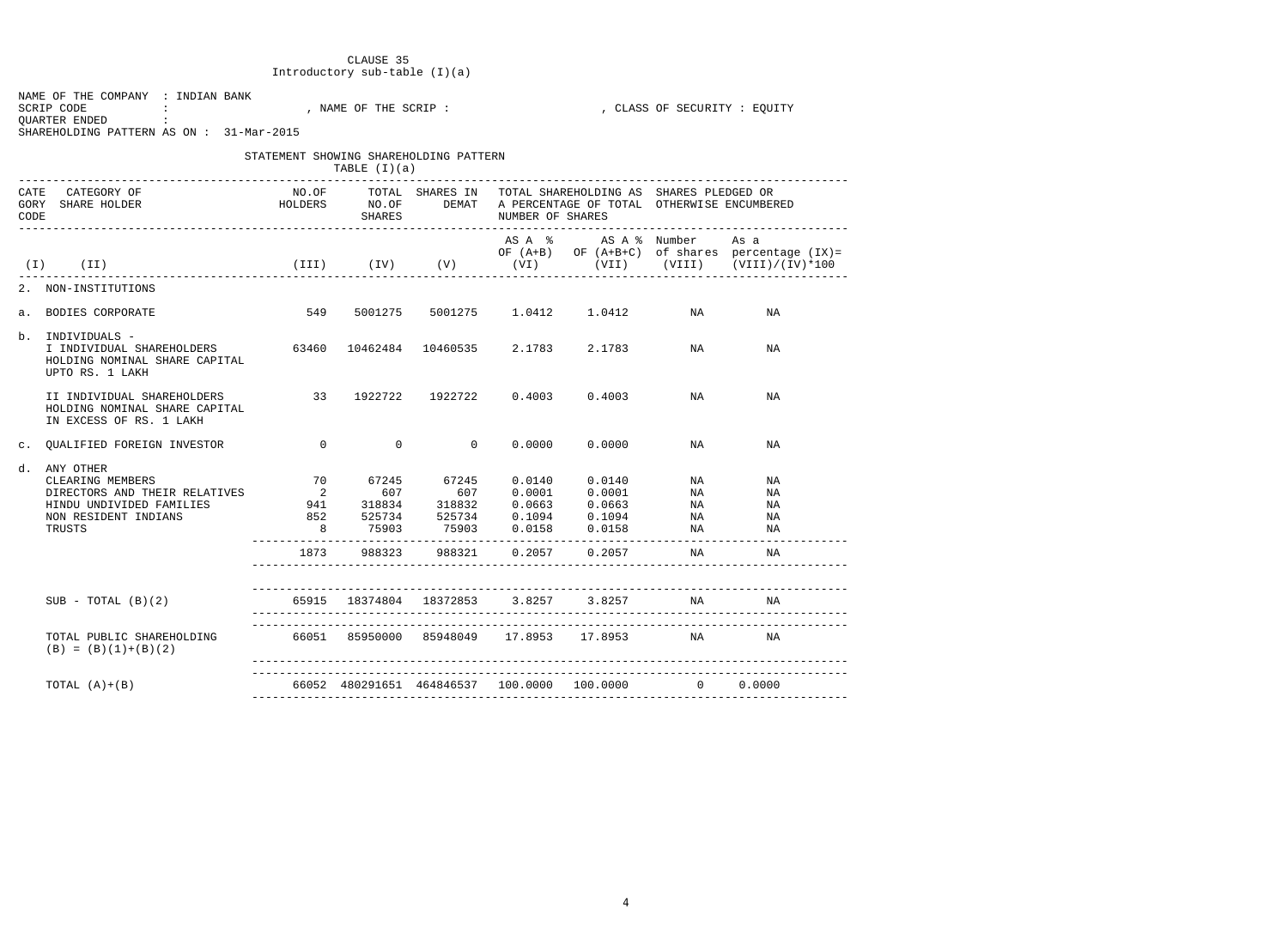CLAUSE 35
Introductory sub-table (I)(a)

NAME OF THE COMPANY : INDIAN BANK
SCRIP CODE : , NAME OF THE SCRIP : , CLASS OF SECURITY : EQUITY
QUARTER ENDED :
SHAREHOLDING PATTERN AS ON : 31-Mar-2015

STATEMENT SHOWING SHAREHOLDING PATTERN
TABLE (I)(a)

| CATEGORY CODE | CATEGORY OF SHARE HOLDER | NO.OF HOLDERS | TOTAL NO.OF SHARES | SHARES IN DEMAT | TOTAL SHAREHOLDING AS A PERCENTAGE OF TOTAL NUMBER OF SHARES | | SHARES PLEDGED OR OTHERWISE ENCUMBERED | |
|---|---|---|---|---|---|---|---|---|
| | | | | | AS A % OF (A+B) | AS A % OF (A+B+C) | Number of shares | As a percentage (IX)= (VIII)/(IV)*100 |
| (I) | (II) | (III) | (IV) | (V) | (VI) | (VII) | (VIII) | |
| 2. | NON-INSTITUTIONS | | | | | | | |
| a. | BODIES CORPORATE | 549 | 5001275 | 5001275 | 1.0412 | 1.0412 | NA | NA |
| b. | INDIVIDUALS - | | | | | | | |
| | I INDIVIDUAL SHAREHOLDERS HOLDING NOMINAL SHARE CAPITAL UPTO RS. 1 LAKH | 63460 | 10462484 | 10460535 | 2.1783 | 2.1783 | NA | NA |
| | II INDIVIDUAL SHAREHOLDERS HOLDING NOMINAL SHARE CAPITAL IN EXCESS OF RS. 1 LAKH | 33 | 1922722 | 1922722 | 0.4003 | 0.4003 | NA | NA |
| c. | QUALIFIED FOREIGN INVESTOR | 0 | 0 | 0 | 0.0000 | 0.0000 | NA | NA |
| d. | ANY OTHER | | | | | | | |
| | CLEARING MEMBERS | 70 | 67245 | 67245 | 0.0140 | 0.0140 | NA | NA |
| | DIRECTORS AND THEIR RELATIVES | 2 | 607 | 607 | 0.0001 | 0.0001 | NA | NA |
| | HINDU UNDIVIDED FAMILIES | 941 | 318834 | 318832 | 0.0663 | 0.0663 | NA | NA |
| | NON RESIDENT INDIANS | 852 | 525734 | 525734 | 0.1094 | 0.1094 | NA | NA |
| | TRUSTS | 8 | 75903 | 75903 | 0.0158 | 0.0158 | NA | NA |
| | | 1873 | 988323 | 988321 | 0.2057 | 0.2057 | NA | NA |
| | SUB - TOTAL (B)(2) | 65915 | 18374804 | 18372853 | 3.8257 | 3.8257 | NA | NA |
| | TOTAL PUBLIC SHAREHOLDING (B) = (B)(1)+(B)(2) | 66051 | 85950000 | 85948049 | 17.8953 | 17.8953 | NA | NA |
| | TOTAL (A)+(B) | 66052 | 480291651 | 464846537 | 100.0000 | 100.0000 | 0 | 0.0000 |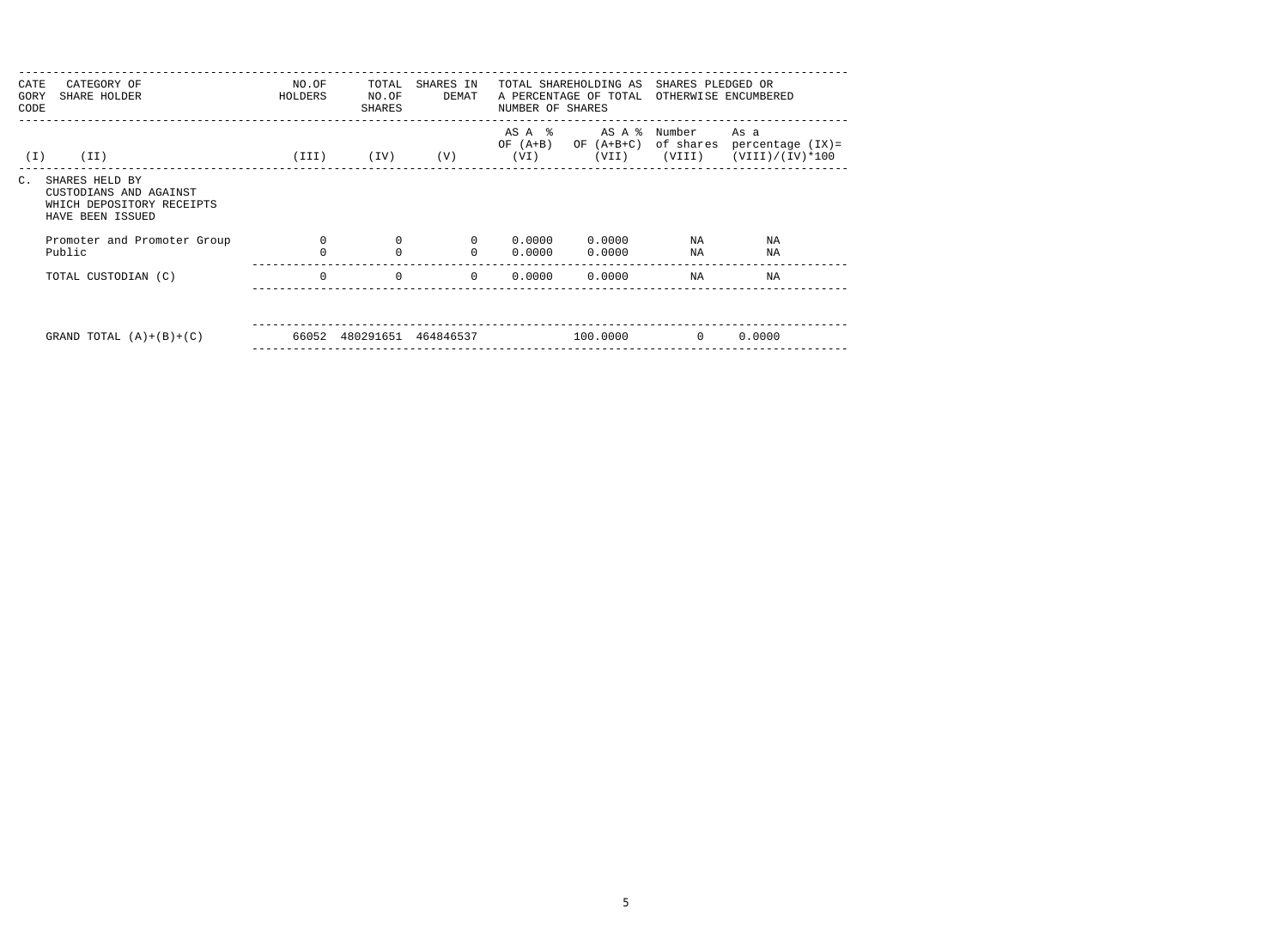| CATE GORY CODE | CATEGORY OF SHARE HOLDER | NO.OF HOLDERS | TOTAL NO.OF SHARES | SHARES IN DEMAT | TOTAL SHAREHOLDING AS A PERCENTAGE OF TOTAL NUMBER OF SHARES | | SHARES PLEDGED OR OTHERWISE ENCUMBERED | |
|---|---|---|---|---|---|---|---|---|
| | | | | | AS A % OF (A+B) | AS A % OF (A+B+C) | Number of shares | As a percentage (IX)= (VIII)/(IV)*100 |
| (I) | (II) | (III) | (IV) | (V) | (VI) | (VII) | (VIII) | |
| C. | SHARES HELD BY CUSTODIANS AND AGAINST WHICH DEPOSITORY RECEIPTS HAVE BEEN ISSUED | | | | | | | |
| | Promoter and Promoter Group | 0 | 0 | 0 | 0.0000 | 0.0000 | NA | NA |
| | Public | 0 | 0 | 0 | 0.0000 | 0.0000 | NA | NA |
| | TOTAL CUSTODIAN (C) | 0 | 0 | 0 | 0.0000 | 0.0000 | NA | NA |
| | GRAND TOTAL (A)+(B)+(C) | 66052 | 480291651 | 464846537 | | 100.0000 | 0 | 0.0000 |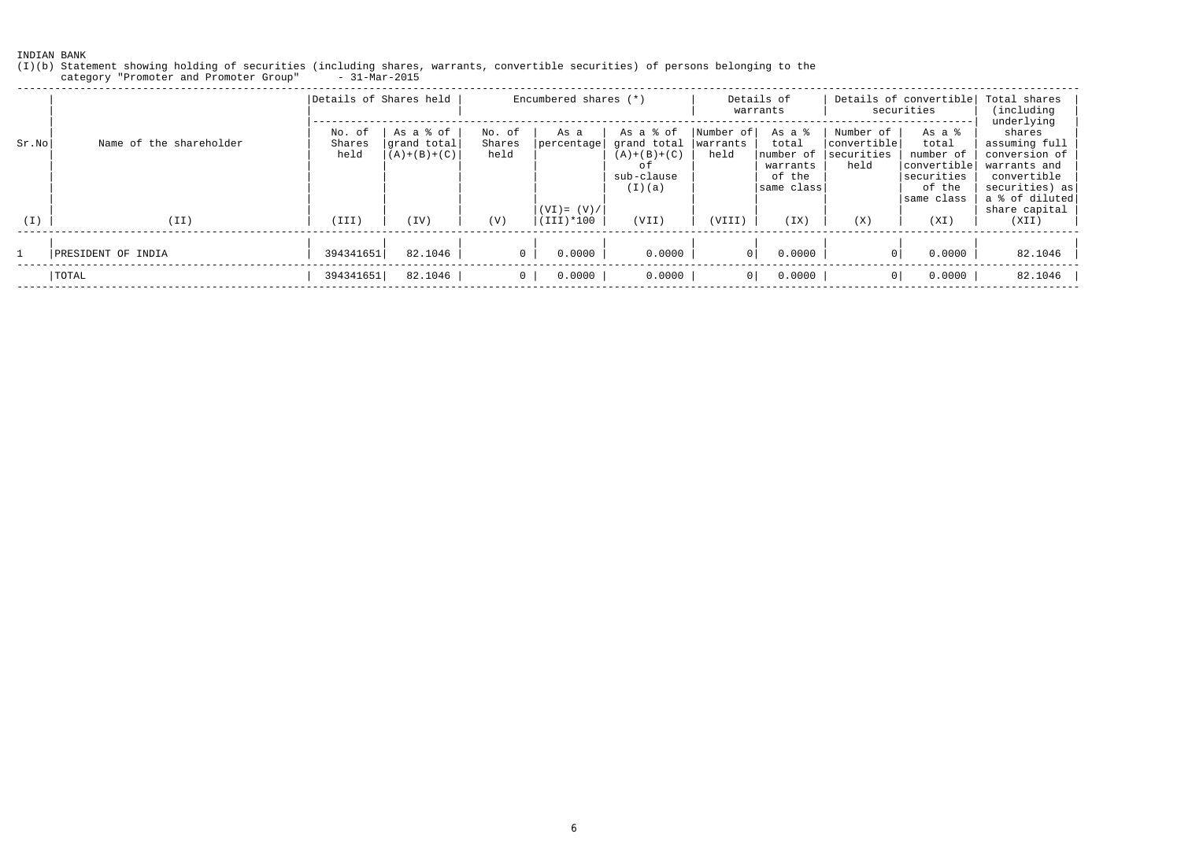INDIAN BANK

(I)(b) Statement showing holding of securities (including shares, warrants, convertible securities) of persons belonging to the category "Promoter and Promoter Group" - 31-Mar-2015

| Sr.No | Name of the shareholder | Details of Shares held | | Encumbered shares (*) | | | Details of warrants | | Details of convertible securities | | Total shares (including underlying shares assuming full conversion of warrants and convertible securities) as a % of diluted share capital |
|---|---|---|---|---|---|---|---|---|---|---|---|
| | | No. of Shares held | As a % of grand total (A)+(B)+(C) | No. of Shares held | As a percentage (VI)= (V)/(III)*100 | As a % of grand total (A)+(B)+(C) of sub-clause (I)(a) | Number of warrants held | As a % total number of warrants of the same class | Number of convertible securities held | As a % total number of convertible securities of the same class | |
| (I) | (II) | (III) | (IV) | (V) | (VI) | (VII) | (VIII) | (IX) | (X) | (XI) | (XII) |
| 1 | PRESIDENT OF INDIA | 394341651 | 82.1046 | 0 | 0.0000 | 0.0000 | 0 | 0.0000 | 0 | 0.0000 | 82.1046 |
| | TOTAL | 394341651 | 82.1046 | 0 | 0.0000 | 0.0000 | 0 | 0.0000 | 0 | 0.0000 | 82.1046 |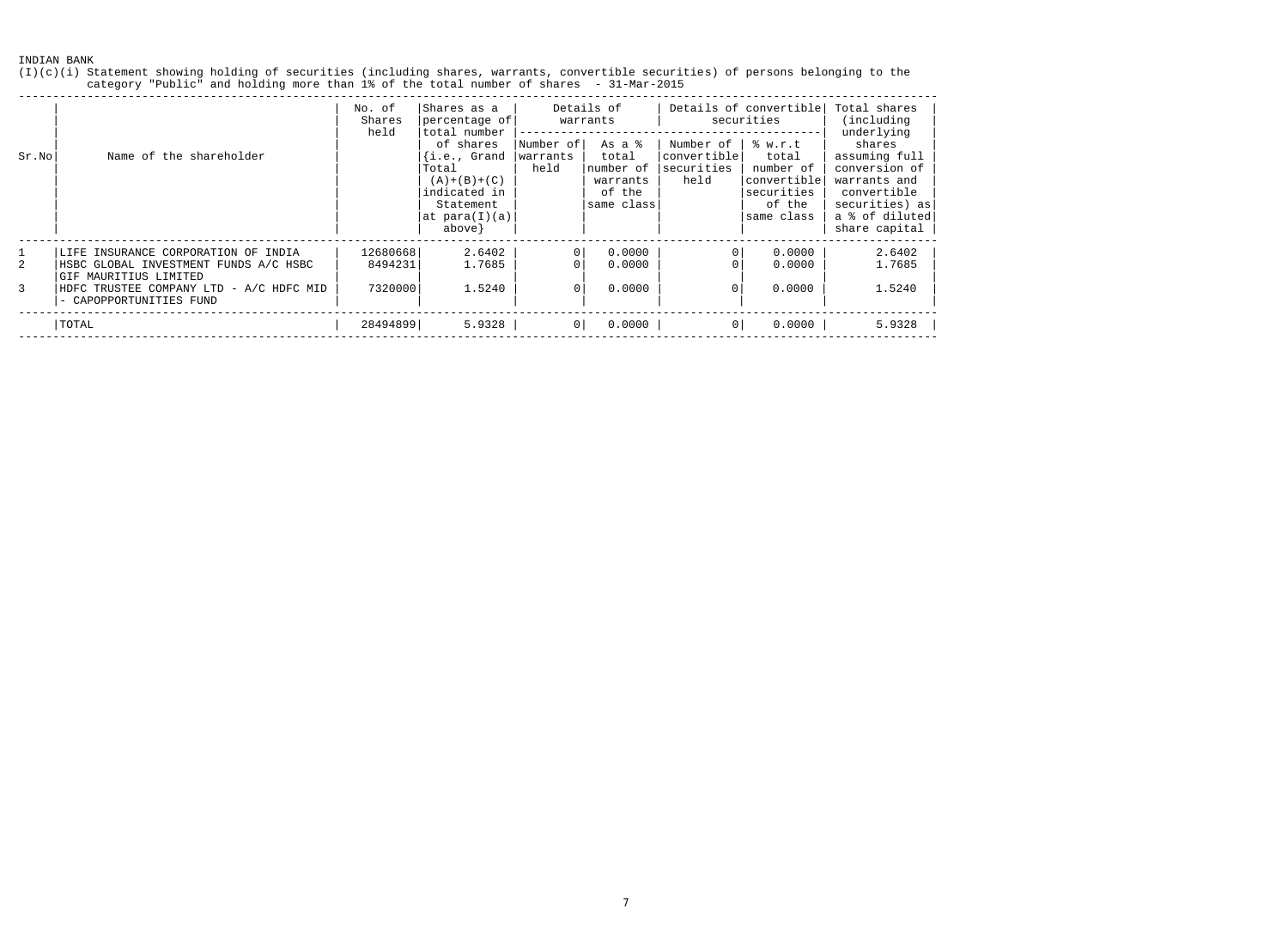INDIAN BANK

(I)(c)(i) Statement showing holding of securities (including shares, warrants, convertible securities) of persons belonging to the category "Public" and holding more than 1% of the total number of shares - 31-Mar-2015

| Sr.No | Name of the shareholder | No. of Shares held | Shares as a percentage of total number of shares {i.e., Grand Total (A)+(B)+(C) indicated in Statement at para(I)(a) above} | Details of warrants | | Details of convertible securities | | Total shares (including underlying shares assuming full conversion of warrants and convertible securities) as a % of diluted share capital |
|---|---|---|---|---|---|---|---|---|
| | | | | Number of warrants held | As a % total number of warrants of the same class | Number of convertible securities held | % w.r.t total number of convertible securities of the same class | |
| 1 | LIFE INSURANCE CORPORATION OF INDIA | 12680668 | 2.6402 | 0 | 0.0000 | 0 | 0.0000 | 2.6402 |
| 2 | HSBC GLOBAL INVESTMENT FUNDS A/C HSBC GIF MAURITIUS LIMITED | 8494231 | 1.7685 | 0 | 0.0000 | 0 | 0.0000 | 1.7685 |
| 3 | HDFC TRUSTEE COMPANY LTD - A/C HDFC MID - CAPOPPORTUNITIES FUND | 7320000 | 1.5240 | 0 | 0.0000 | 0 | 0.0000 | 1.5240 |
| | TOTAL | 28494899 | 5.9328 | 0 | 0.0000 | 0 | 0.0000 | 5.9328 |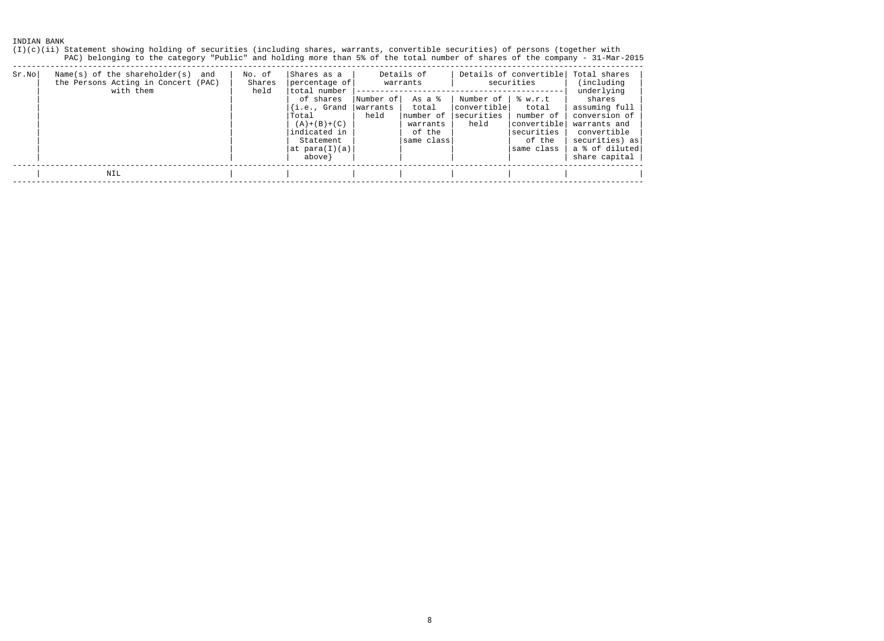INDIAN BANK

(I)(c)(ii) Statement showing holding of securities (including shares, warrants, convertible securities) of persons (together with PAC) belonging to the category "Public" and holding more than 5% of the total number of shares of the company - 31-Mar-2015

| Sr.No | Name(s) of the shareholder(s) and the Persons Acting in Concert (PAC) with them | No. of Shares held | Shares as a percentage of total number of shares {i.e., Grand Total (A)+(B)+(C) indicated in Statement at para(I)(a) above} | Details of warrants | | Details of convertible securities | | Total shares (including underlying shares assuming full conversion of warrants and convertible securities) as a % of diluted share capital |
|---|---|---|---|---|---|---|---|---|
| | | | | Number of warrants held | As a % total number of warrants of the same class | Number of convertible securities held | % w.r.t total number of convertible securities of the same class | |
| | NIL | | | | | | | |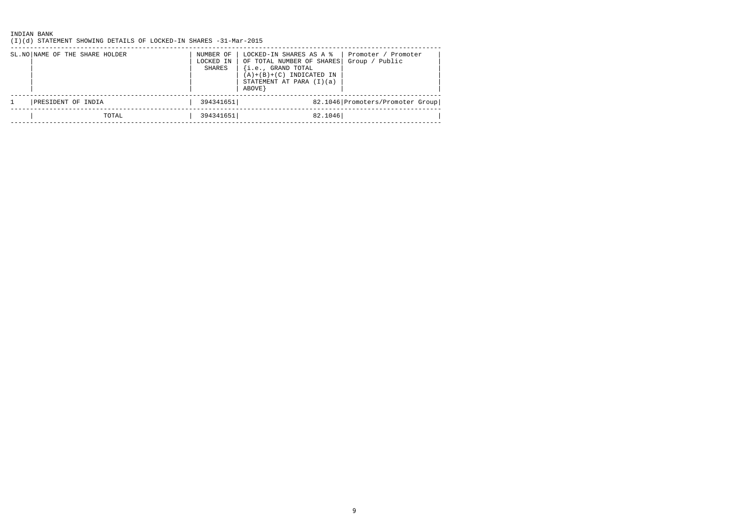INDIAN BANK

(I)(d) STATEMENT SHOWING DETAILS OF LOCKED-IN SHARES -31-Mar-2015

| SL.NO | NAME OF THE SHARE HOLDER | NUMBER OF LOCKED IN SHARES | LOCKED-IN SHARES AS A % OF TOTAL NUMBER OF SHARES {i.e., GRAND TOTAL (A)+(B)+(C) INDICATED IN STATEMENT AT PARA (I)(a) ABOVE} | Promoter / Promoter Group / Public |
|---|---|---|---|---|
| 1 | PRESIDENT OF INDIA | 394341651 | 82.1046 | Promoters/Promoter Group |
| | TOTAL | 394341651 | 82.1046 | |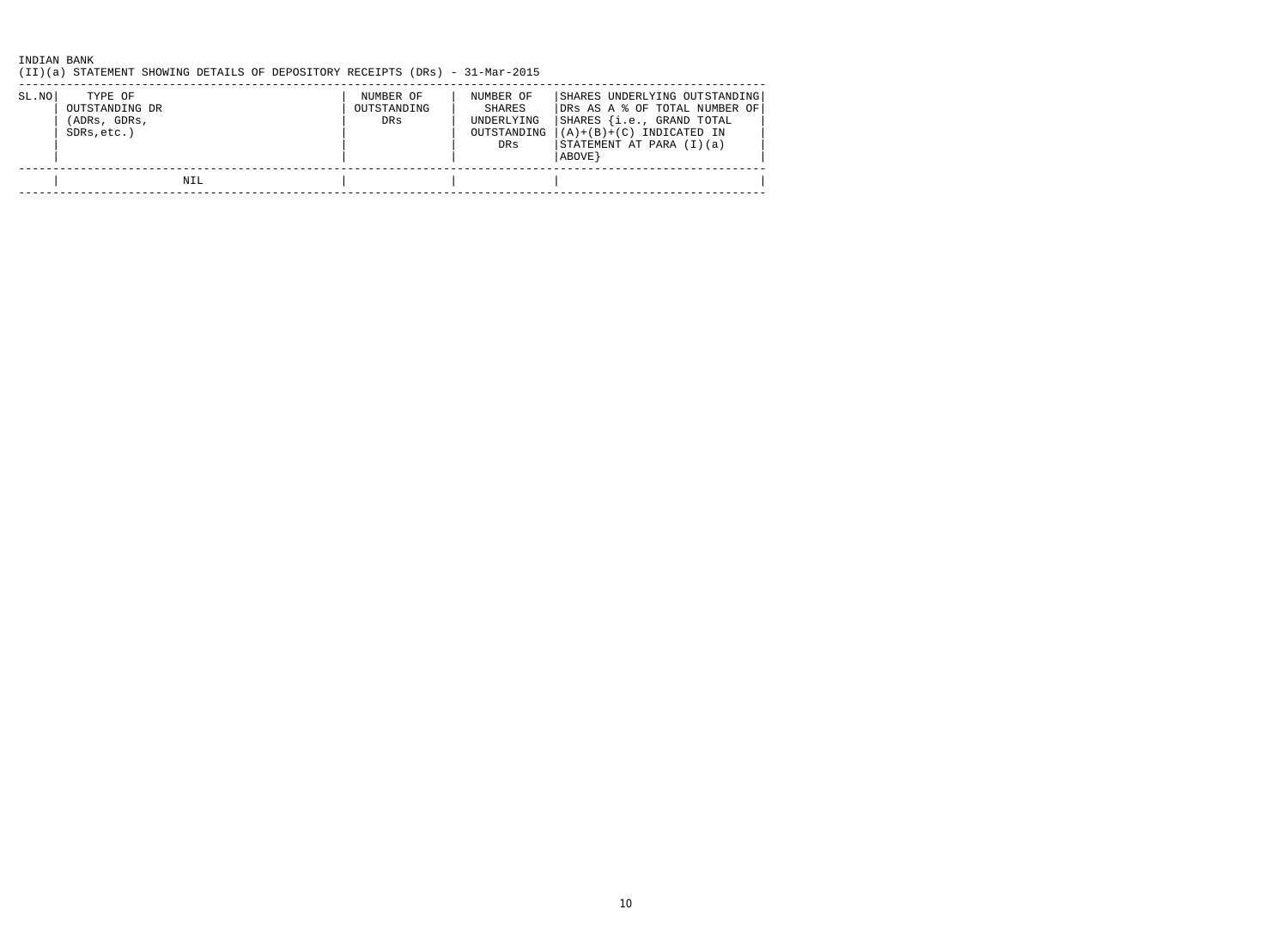INDIAN BANK

(II)(a) STATEMENT SHOWING DETAILS OF DEPOSITORY RECEIPTS (DRs) - 31-Mar-2015

| SL.NO | TYPE OF OUTSTANDING DR (ADRs, GDRs, SDRs,etc.) | NUMBER OF OUTSTANDING DRs | NUMBER OF SHARES UNDERLYING OUTSTANDING DRs | SHARES UNDERLYING OUTSTANDING DRs AS A % OF TOTAL NUMBER OF SHARES {i.e., GRAND TOTAL (A)+(B)+(C) INDICATED IN STATEMENT AT PARA (I)(a) ABOVE} |
|---|---|---|---|---|
| | NIL | | | |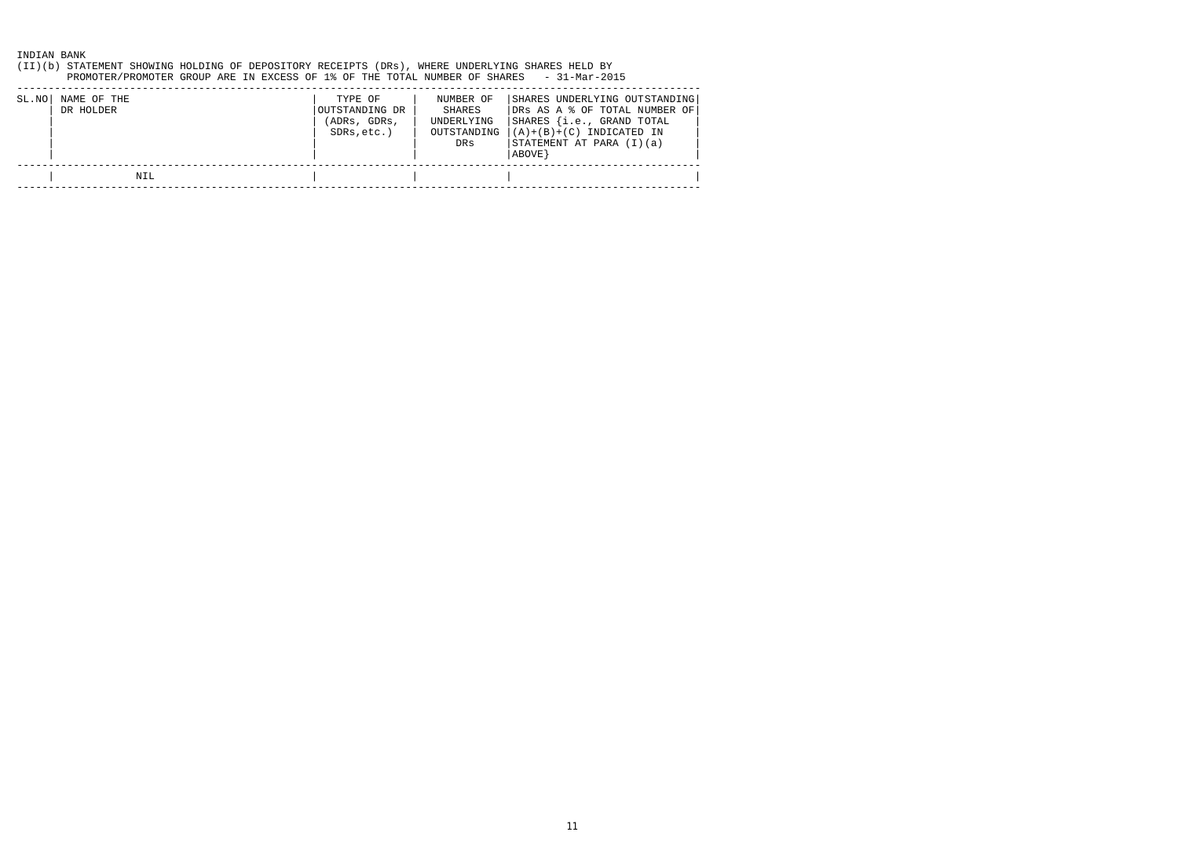INDIAN BANK

(II)(b) STATEMENT SHOWING HOLDING OF DEPOSITORY RECEIPTS (DRs), WHERE UNDERLYING SHARES HELD BY PROMOTER/PROMOTER GROUP ARE IN EXCESS OF 1% OF THE TOTAL NUMBER OF SHARES - 31-Mar-2015

| SL.NO | NAME OF THE DR HOLDER | TYPE OF OUTSTANDING DR (ADRs, GDRs, SDRs,etc.) | NUMBER OF SHARES UNDERLYING OUTSTANDING DRs | SHARES UNDERLYING OUTSTANDING DRs AS A % OF TOTAL NUMBER OF SHARES {i.e., GRAND TOTAL (A)+(B)+(C) INDICATED IN STATEMENT AT PARA (I)(a) ABOVE} |
|---|---|---|---|---|
| | NIL | | | |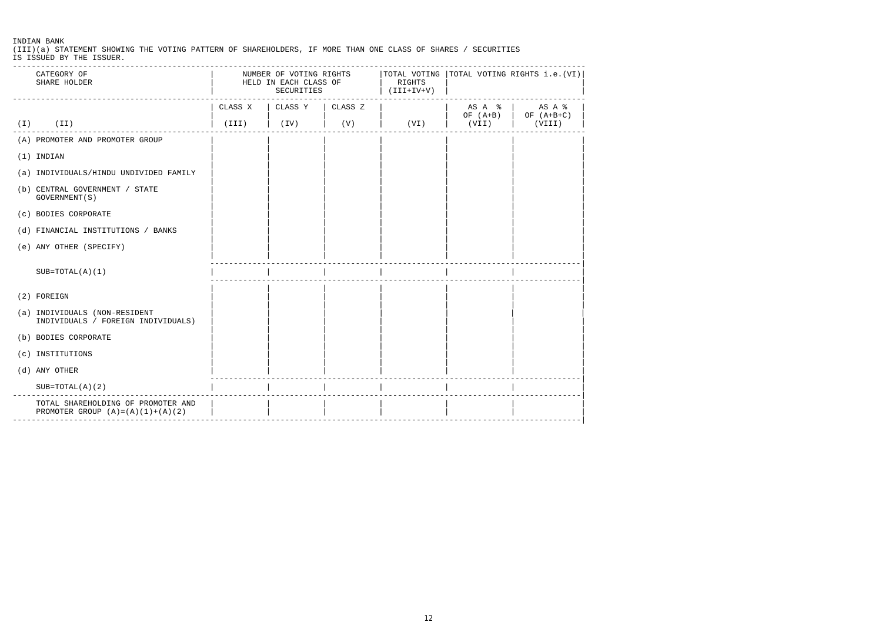INDIAN BANK

(III)(a) STATEMENT SHOWING THE VOTING PATTERN OF SHAREHOLDERS, IF MORE THAN ONE CLASS OF SHARES / SECURITIES IS ISSUED BY THE ISSUER.

| | CATEGORY OF SHARE HOLDER | NUMBER OF VOTING RIGHTS HELD IN EACH CLASS OF SECURITIES | | | TOTAL VOTING RIGHTS (III+IV+V) | TOTAL VOTING RIGHTS i.e.(VI) | |
|---|---|---|---|---|---|---|---|
| | | CLASS X | CLASS Y | CLASS Z | | AS A % OF (A+B) | AS A % OF (A+B+C) |
| (I) | (II) | (III) | (IV) | (V) | (VI) | (VII) | (VIII) |
| (A) | PROMOTER AND PROMOTER GROUP | | | | | | |
| (1) | INDIAN | | | | | | |
| (a) | INDIVIDUALS/HINDU UNDIVIDED FAMILY | | | | | | |
| (b) | CENTRAL GOVERNMENT / STATE GOVERNMENT(S) | | | | | | |
| (c) | BODIES CORPORATE | | | | | | |
| (d) | FINANCIAL INSTITUTIONS / BANKS | | | | | | |
| (e) | ANY OTHER (SPECIFY) | | | | | | |
| | SUB=TOTAL(A)(1) | | | | | | |
| (2) | FOREIGN | | | | | | |
| (a) | INDIVIDUALS (NON-RESIDENT INDIVIDUALS / FOREIGN INDIVIDUALS) | | | | | | |
| (b) | BODIES CORPORATE | | | | | | |
| (c) | INSTITUTIONS | | | | | | |
| (d) | ANY OTHER | | | | | | |
| | SUB=TOTAL(A)(2) | | | | | | |
| | TOTAL SHAREHOLDING OF PROMOTER AND PROMOTER GROUP (A)=(A)(1)+(A)(2) | | | | | | |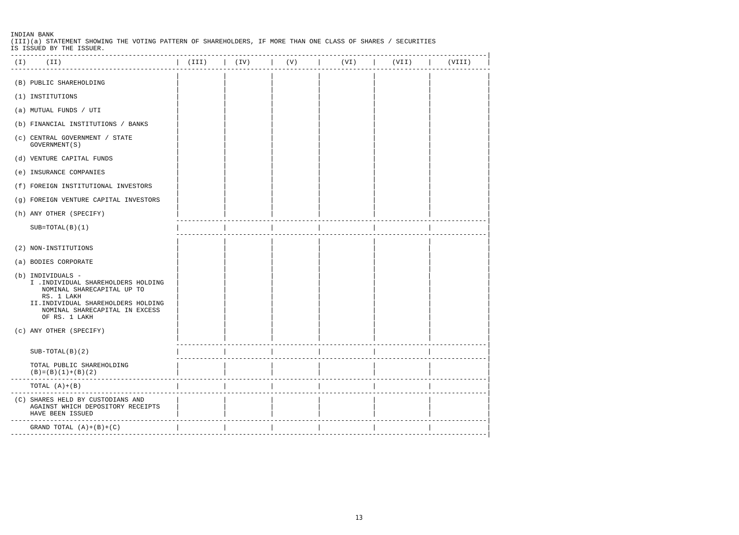INDIAN BANK

(III)(a) STATEMENT SHOWING THE VOTING PATTERN OF SHAREHOLDERS, IF MORE THAN ONE CLASS OF SHARES / SECURITIES IS ISSUED BY THE ISSUER.

| (I) | (II) | (III) | (IV) | (V) | (VI) | (VII) | (VIII) |
|---|---|---|---|---|---|---|---|
| (B) | PUBLIC SHAREHOLDING | | | | | | |
| (1) | INSTITUTIONS | | | | | | |
| (a) | MUTUAL FUNDS / UTI | | | | | | |
| (b) | FINANCIAL INSTITUTIONS / BANKS | | | | | | |
| (c) | CENTRAL GOVERNMENT / STATE GOVERNMENT(S) | | | | | | |
| (d) | VENTURE CAPITAL FUNDS | | | | | | |
| (e) | INSURANCE COMPANIES | | | | | | |
| (f) | FOREIGN INSTITUTIONAL INVESTORS | | | | | | |
| (g) | FOREIGN VENTURE CAPITAL INVESTORS | | | | | | |
| (h) | ANY OTHER (SPECIFY) | | | | | | |
| | SUB=TOTAL(B)(1) | | | | | | |
| (2) | NON-INSTITUTIONS | | | | | | |
| (a) | BODIES CORPORATE | | | | | | |
| (b) | INDIVIDUALS - I .INDIVIDUAL SHAREHOLDERS HOLDING NOMINAL SHARECAPITAL UP TO RS. 1 LAKH II.INDIVIDUAL SHAREHOLDERS HOLDING NOMINAL SHARECAPITAL IN EXCESS OF RS. 1 LAKH | | | | | | |
| (c) | ANY OTHER (SPECIFY) | | | | | | |
| | SUB-TOTAL(B)(2) | | | | | | |
| | TOTAL PUBLIC SHAREHOLDING (B)=(B)(1)+(B)(2) | | | | | | |
| | TOTAL (A)+(B) | | | | | | |
| (C) | SHARES HELD BY CUSTODIANS AND AGAINST WHICH DEPOSITORY RECEIPTS HAVE BEEN ISSUED | | | | | | |
| | GRAND TOTAL (A)+(B)+(C) | | | | | | |